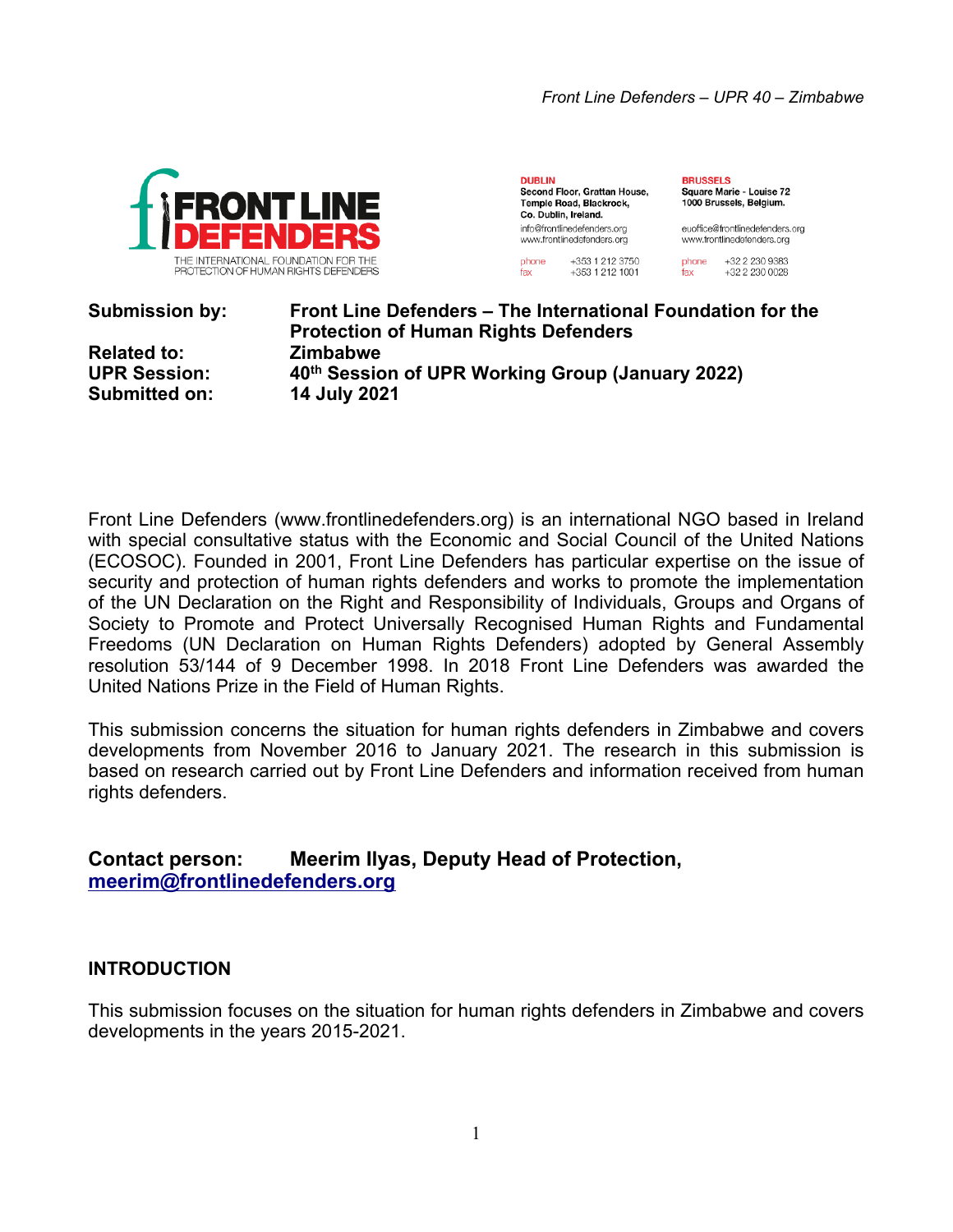FRONT LINE DEFENDERS

THE INTERNATIONAL FOUNDATION FOR THE PROTECTION OF HUMAN RIGHTS DEFENDERS

**DUBLIN**
**Second Floor, Grattan House, Temple Road, Blackrock, Co. Dublin, Ireland.**
info@frontlinedefenders.org
www.frontlinedefenders.org
phone +353 1 212 3750
fax +353 1 212 1001

**BRUSSELS**
**Square Marie - Louise 72**
**1000 Brussels, Belgium.**
euoffice@frontlinedefenders.org
www.frontlinedefenders.org
phone +32 2 230 9383
fax +32 2 230 0028

| | |
|---|---|
| **Submission by:** | **Front Line Defenders – The International Foundation for the Protection of Human Rights Defenders** |
| **Related to:** | **Zimbabwe** |
| **UPR Session:** | **40th Session of UPR Working Group (January 2022)** |
| **Submitted on:** | **14 July 2021** |

Front Line Defenders (www.frontlinedefenders.org) is an international NGO based in Ireland with special consultative status with the Economic and Social Council of the United Nations (ECOSOC). Founded in 2001, Front Line Defenders has particular expertise on the issue of security and protection of human rights defenders and works to promote the implementation of the UN Declaration on the Right and Responsibility of Individuals, Groups and Organs of Society to Promote and Protect Universally Recognised Human Rights and Fundamental Freedoms (UN Declaration on Human Rights Defenders) adopted by General Assembly resolution 53/144 of 9 December 1998. In 2018 Front Line Defenders was awarded the United Nations Prize in the Field of Human Rights.

This submission concerns the situation for human rights defenders in Zimbabwe and covers developments from November 2016 to January 2021. The research in this submission is based on research carried out by Front Line Defenders and information received from human rights defenders.

**Contact person: Meerim Ilyas, Deputy Head of Protection,**
**meerim@frontlinedefenders.org**

## INTRODUCTION

This submission focuses on the situation for human rights defenders in Zimbabwe and covers developments in the years 2015-2021.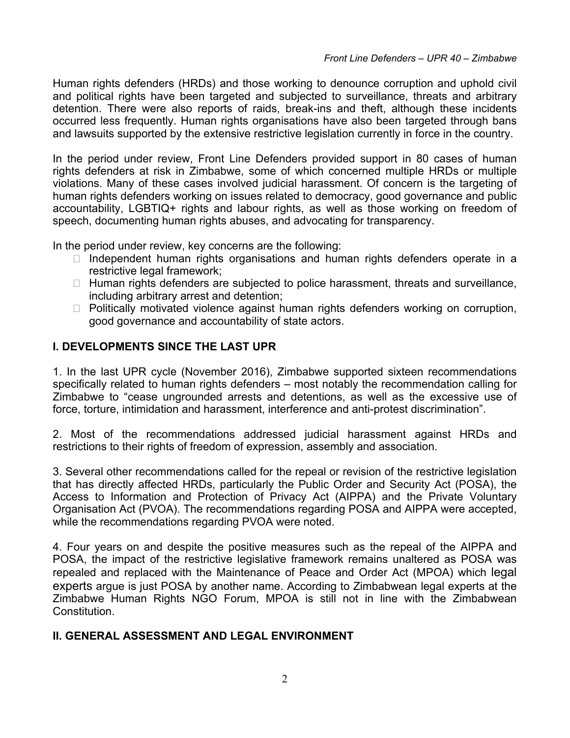Human rights defenders (HRDs) and those working to denounce corruption and uphold civil and political rights have been targeted and subjected to surveillance, threats and arbitrary detention. There were also reports of raids, break-ins and theft, although these incidents occurred less frequently. Human rights organisations have also been targeted through bans and lawsuits supported by the extensive restrictive legislation currently in force in the country.

In the period under review, Front Line Defenders provided support in 80 cases of human rights defenders at risk in Zimbabwe, some of which concerned multiple HRDs or multiple violations. Many of these cases involved judicial harassment. Of concern is the targeting of human rights defenders working on issues related to democracy, good governance and public accountability, LGBTIQ+ rights and labour rights, as well as those working on freedom of speech, documenting human rights abuses, and advocating for transparency.

In the period under review, key concerns are the following:

- Independent human rights organisations and human rights defenders operate in a restrictive legal framework;
- Human rights defenders are subjected to police harassment, threats and surveillance, including arbitrary arrest and detention;
- Politically motivated violence against human rights defenders working on corruption, good governance and accountability of state actors.

## I. DEVELOPMENTS SINCE THE LAST UPR

1. In the last UPR cycle (November 2016), Zimbabwe supported sixteen recommendations specifically related to human rights defenders – most notably the recommendation calling for Zimbabwe to "cease ungrounded arrests and detentions, as well as the excessive use of force, torture, intimidation and harassment, interference and anti-protest discrimination".

2. Most of the recommendations addressed judicial harassment against HRDs and restrictions to their rights of freedom of expression, assembly and association.

3. Several other recommendations called for the repeal or revision of the restrictive legislation that has directly affected HRDs, particularly the Public Order and Security Act (POSA), the Access to Information and Protection of Privacy Act (AIPPA) and the Private Voluntary Organisation Act (PVOA). The recommendations regarding POSA and AIPPA were accepted, while the recommendations regarding PVOA were noted.

4. Four years on and despite the positive measures such as the repeal of the AIPPA and POSA, the impact of the restrictive legislative framework remains unaltered as POSA was repealed and replaced with the Maintenance of Peace and Order Act (MPOA) which legal experts argue is just POSA by another name. According to Zimbabwean legal experts at the Zimbabwe Human Rights NGO Forum, MPOA is still not in line with the Zimbabwean Constitution.

## II. GENERAL ASSESSMENT AND LEGAL ENVIRONMENT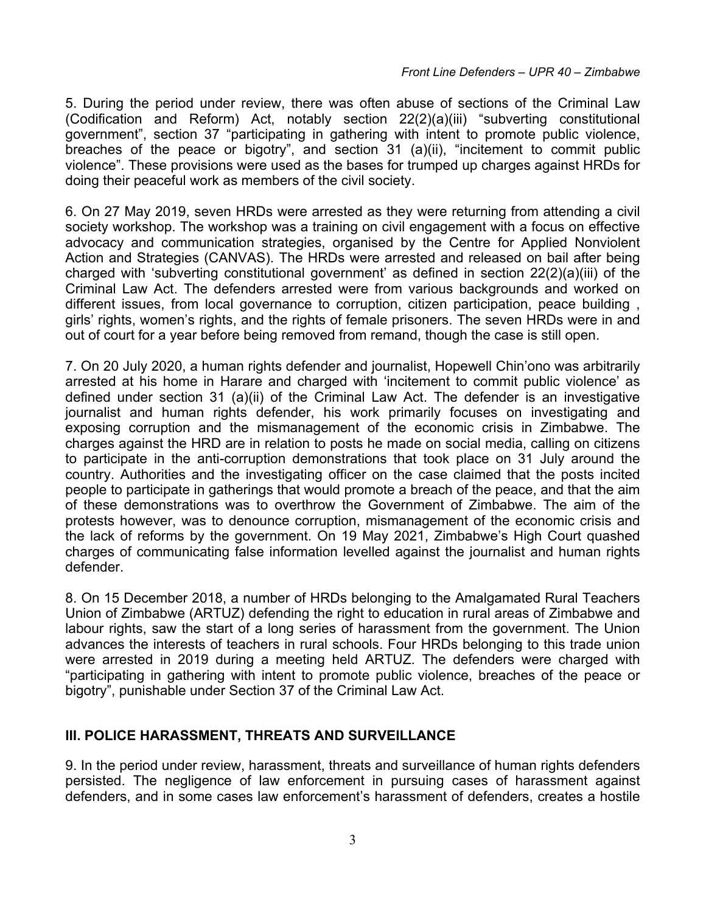5. During the period under review, there was often abuse of sections of the Criminal Law (Codification and Reform) Act, notably section 22(2)(a)(iii) "subverting constitutional government", section 37 "participating in gathering with intent to promote public violence, breaches of the peace or bigotry", and section 31 (a)(ii), "incitement to commit public violence". These provisions were used as the bases for trumped up charges against HRDs for doing their peaceful work as members of the civil society.

6. On 27 May 2019, seven HRDs were arrested as they were returning from attending a civil society workshop. The workshop was a training on civil engagement with a focus on effective advocacy and communication strategies, organised by the Centre for Applied Nonviolent Action and Strategies (CANVAS). The HRDs were arrested and released on bail after being charged with 'subverting constitutional government' as defined in section 22(2)(a)(iii) of the Criminal Law Act. The defenders arrested were from various backgrounds and worked on different issues, from local governance to corruption, citizen participation, peace building , girls' rights, women's rights, and the rights of female prisoners. The seven HRDs were in and out of court for a year before being removed from remand, though the case is still open.

7. On 20 July 2020, a human rights defender and journalist, Hopewell Chin'ono was arbitrarily arrested at his home in Harare and charged with 'incitement to commit public violence' as defined under section 31 (a)(ii) of the Criminal Law Act. The defender is an investigative journalist and human rights defender, his work primarily focuses on investigating and exposing corruption and the mismanagement of the economic crisis in Zimbabwe. The charges against the HRD are in relation to posts he made on social media, calling on citizens to participate in the anti-corruption demonstrations that took place on 31 July around the country. Authorities and the investigating officer on the case claimed that the posts incited people to participate in gatherings that would promote a breach of the peace, and that the aim of these demonstrations was to overthrow the Government of Zimbabwe. The aim of the protests however, was to denounce corruption, mismanagement of the economic crisis and the lack of reforms by the government. On 19 May 2021, Zimbabwe's High Court quashed charges of communicating false information levelled against the journalist and human rights defender.

8. On 15 December 2018, a number of HRDs belonging to the Amalgamated Rural Teachers Union of Zimbabwe (ARTUZ) defending the right to education in rural areas of Zimbabwe and labour rights, saw the start of a long series of harassment from the government. The Union advances the interests of teachers in rural schools. Four HRDs belonging to this trade union were arrested in 2019 during a meeting held ARTUZ. The defenders were charged with "participating in gathering with intent to promote public violence, breaches of the peace or bigotry", punishable under Section 37 of the Criminal Law Act.

## III. POLICE HARASSMENT, THREATS AND SURVEILLANCE

9. In the period under review, harassment, threats and surveillance of human rights defenders persisted. The negligence of law enforcement in pursuing cases of harassment against defenders, and in some cases law enforcement's harassment of defenders, creates a hostile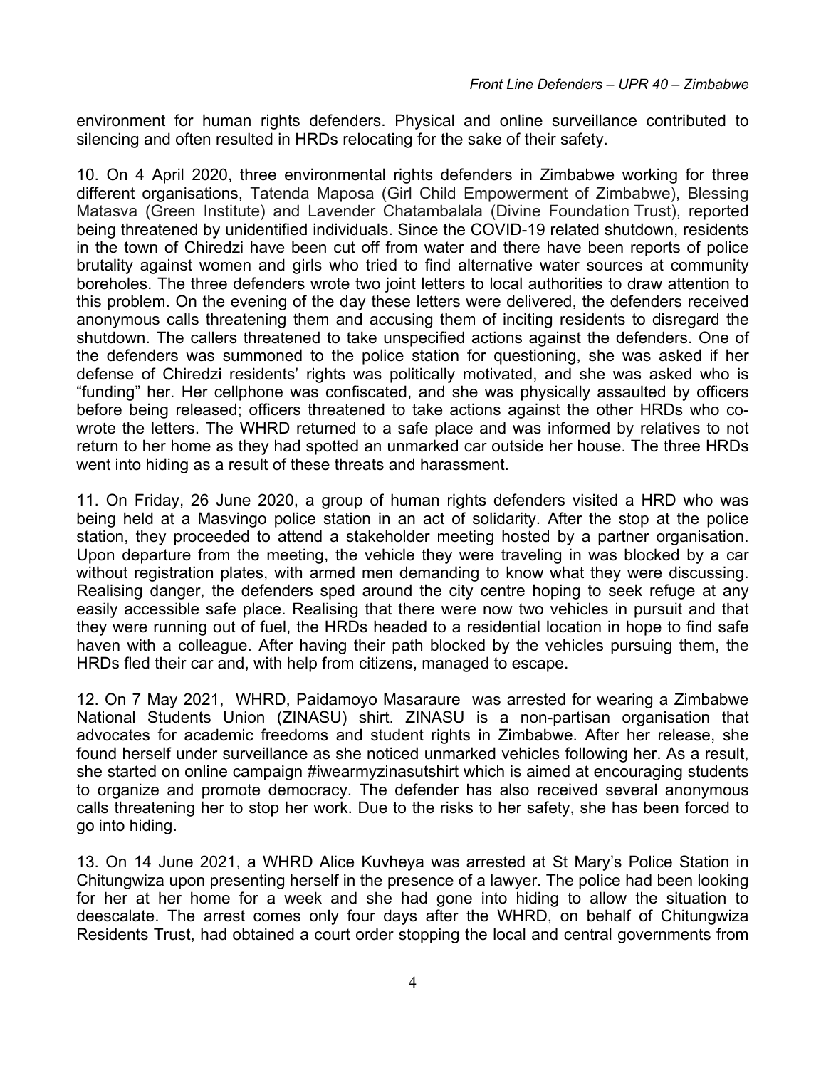environment for human rights defenders. Physical and online surveillance contributed to silencing and often resulted in HRDs relocating for the sake of their safety.

10. On 4 April 2020, three environmental rights defenders in Zimbabwe working for three different organisations, Tatenda Maposa (Girl Child Empowerment of Zimbabwe), Blessing Matasva (Green Institute) and Lavender Chatambalala (Divine Foundation Trust), reported being threatened by unidentified individuals. Since the COVID-19 related shutdown, residents in the town of Chiredzi have been cut off from water and there have been reports of police brutality against women and girls who tried to find alternative water sources at community boreholes. The three defenders wrote two joint letters to local authorities to draw attention to this problem. On the evening of the day these letters were delivered, the defenders received anonymous calls threatening them and accusing them of inciting residents to disregard the shutdown. The callers threatened to take unspecified actions against the defenders. One of the defenders was summoned to the police station for questioning, she was asked if her defense of Chiredzi residents' rights was politically motivated, and she was asked who is "funding" her. Her cellphone was confiscated, and she was physically assaulted by officers before being released; officers threatened to take actions against the other HRDs who co-wrote the letters. The WHRD returned to a safe place and was informed by relatives to not return to her home as they had spotted an unmarked car outside her house. The three HRDs went into hiding as a result of these threats and harassment.

11. On Friday, 26 June 2020, a group of human rights defenders visited a HRD who was being held at a Masvingo police station in an act of solidarity. After the stop at the police station, they proceeded to attend a stakeholder meeting hosted by a partner organisation. Upon departure from the meeting, the vehicle they were traveling in was blocked by a car without registration plates, with armed men demanding to know what they were discussing. Realising danger, the defenders sped around the city centre hoping to seek refuge at any easily accessible safe place. Realising that there were now two vehicles in pursuit and that they were running out of fuel, the HRDs headed to a residential location in hope to find safe haven with a colleague. After having their path blocked by the vehicles pursuing them, the HRDs fled their car and, with help from citizens, managed to escape.

12. On 7 May 2021, WHRD, Paidamoyo Masaraure was arrested for wearing a Zimbabwe National Students Union (ZINASU) shirt. ZINASU is a non-partisan organisation that advocates for academic freedoms and student rights in Zimbabwe. After her release, she found herself under surveillance as she noticed unmarked vehicles following her. As a result, she started on online campaign #iwearmyzinasutshirt which is aimed at encouraging students to organize and promote democracy. The defender has also received several anonymous calls threatening her to stop her work. Due to the risks to her safety, she has been forced to go into hiding.

13. On 14 June 2021, a WHRD Alice Kuvheya was arrested at St Mary's Police Station in Chitungwiza upon presenting herself in the presence of a lawyer. The police had been looking for her at her home for a week and she had gone into hiding to allow the situation to deescalate. The arrest comes only four days after the WHRD, on behalf of Chitungwiza Residents Trust, had obtained a court order stopping the local and central governments from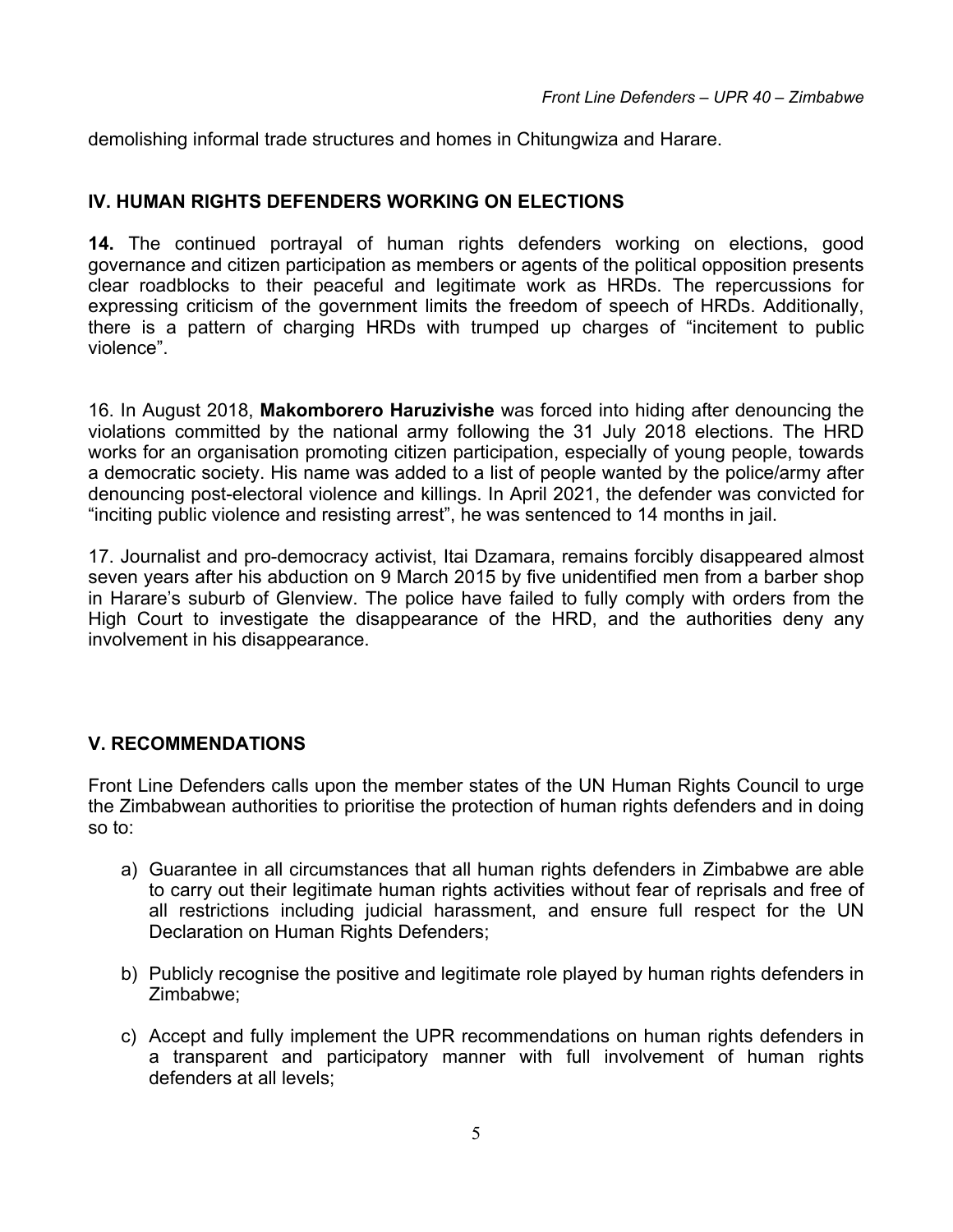demolishing informal trade structures and homes in Chitungwiza and Harare.

## IV. HUMAN RIGHTS DEFENDERS WORKING ON ELECTIONS

**14.** The continued portrayal of human rights defenders working on elections, good governance and citizen participation as members or agents of the political opposition presents clear roadblocks to their peaceful and legitimate work as HRDs. The repercussions for expressing criticism of the government limits the freedom of speech of HRDs. Additionally, there is a pattern of charging HRDs with trumped up charges of "incitement to public violence".

16. In August 2018, **Makomborero Haruzivishe** was forced into hiding after denouncing the violations committed by the national army following the 31 July 2018 elections. The HRD works for an organisation promoting citizen participation, especially of young people, towards a democratic society. His name was added to a list of people wanted by the police/army after denouncing post-electoral violence and killings. In April 2021, the defender was convicted for "inciting public violence and resisting arrest", he was sentenced to 14 months in jail.

17. Journalist and pro-democracy activist, Itai Dzamara, remains forcibly disappeared almost seven years after his abduction on 9 March 2015 by five unidentified men from a barber shop in Harare's suburb of Glenview. The police have failed to fully comply with orders from the High Court to investigate the disappearance of the HRD, and the authorities deny any involvement in his disappearance.

## V. RECOMMENDATIONS

Front Line Defenders calls upon the member states of the UN Human Rights Council to urge the Zimbabwean authorities to prioritise the protection of human rights defenders and in doing so to:

a) Guarantee in all circumstances that all human rights defenders in Zimbabwe are able to carry out their legitimate human rights activities without fear of reprisals and free of all restrictions including judicial harassment, and ensure full respect for the UN Declaration on Human Rights Defenders;

b) Publicly recognise the positive and legitimate role played by human rights defenders in Zimbabwe;

c) Accept and fully implement the UPR recommendations on human rights defenders in a transparent and participatory manner with full involvement of human rights defenders at all levels;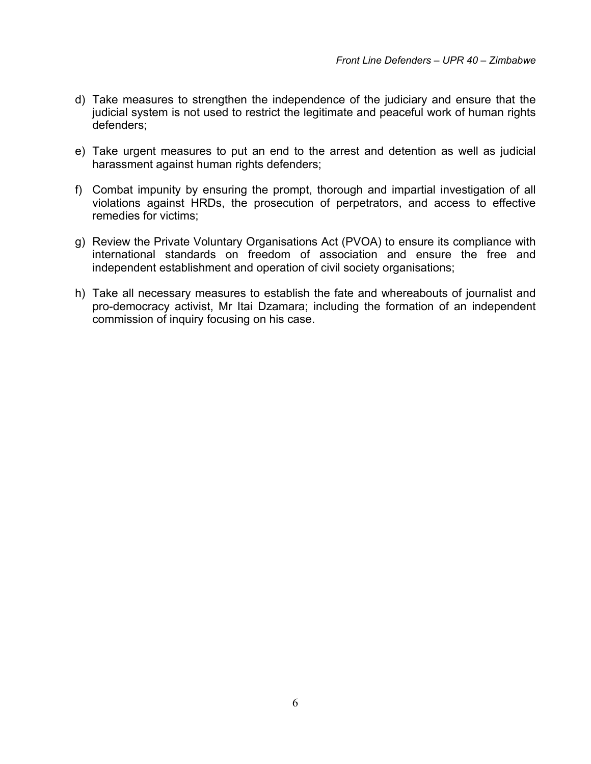d) Take measures to strengthen the independence of the judiciary and ensure that the judicial system is not used to restrict the legitimate and peaceful work of human rights defenders;

e) Take urgent measures to put an end to the arrest and detention as well as judicial harassment against human rights defenders;

f) Combat impunity by ensuring the prompt, thorough and impartial investigation of all violations against HRDs, the prosecution of perpetrators, and access to effective remedies for victims;

g) Review the Private Voluntary Organisations Act (PVOA) to ensure its compliance with international standards on freedom of association and ensure the free and independent establishment and operation of civil society organisations;

h) Take all necessary measures to establish the fate and whereabouts of journalist and pro-democracy activist, Mr Itai Dzamara; including the formation of an independent commission of inquiry focusing on his case.